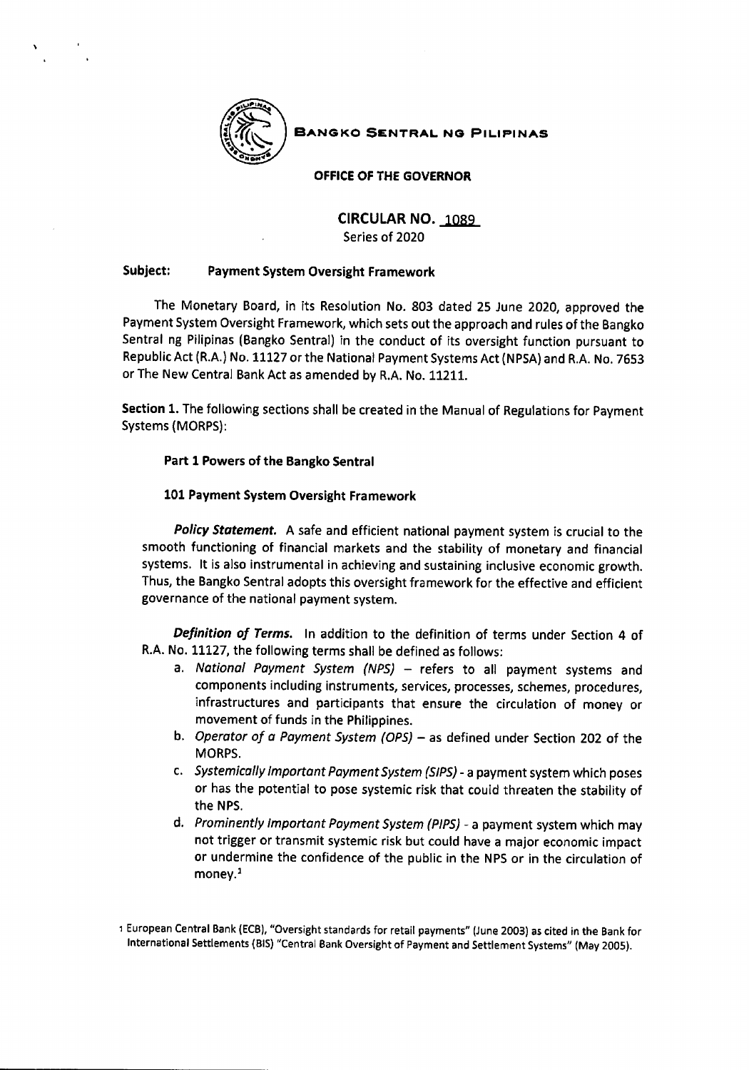**BANGKO SENTRAL NG PILIPINAS**

**OFFICE OF THE GOVERNOR**

# CIRCULAR NO. 1089
Series of 2020

**Subject: Payment System Oversight Framework**

The Monetary Board, in its Resolution No. 803 dated 25 June 2020, approved the Payment System Oversight Framework, which sets out the approach and rules of the Bangko Sentral ng Pilipinas (Bangko Sentral) in the conduct of its oversight function pursuant to Republic Act (R.A.) No. 11127 or the National Payment Systems Act (NPSA) and R.A. No. 7653 or The New Central Bank Act as amended by R.A. No. 11211.

**Section 1.** The following sections shall be created in the Manual of Regulations for Payment Systems (MORPS):

## Part 1 Powers of the Bangko Sentral

### 101 Payment System Oversight Framework

***Policy Statement.*** A safe and efficient national payment system is crucial to the smooth functioning of financial markets and the stability of monetary and financial systems. It is also instrumental in achieving and sustaining inclusive economic growth. Thus, the Bangko Sentral adopts this oversight framework for the effective and efficient governance of the national payment system.

***Definition of Terms.*** In addition to the definition of terms under Section 4 of R.A. No. 11127, the following terms shall be defined as follows:

a. *National Payment System (NPS)* – refers to all payment systems and components including instruments, services, processes, schemes, procedures, infrastructures and participants that ensure the circulation of money or movement of funds in the Philippines.

b. *Operator of a Payment System (OPS)* – as defined under Section 202 of the MORPS.

c. *Systemically Important Payment System (SIPS)* - a payment system which poses or has the potential to pose systemic risk that could threaten the stability of the NPS.

d. *Prominently Important Payment System (PIPS)* - a payment system which may not trigger or transmit systemic risk but could have a major economic impact or undermine the confidence of the public in the NPS or in the circulation of money.[1]

[1] European Central Bank (ECB), "Oversight standards for retail payments" (June 2003) as cited in the Bank for International Settlements (BIS) "Central Bank Oversight of Payment and Settlement Systems" (May 2005).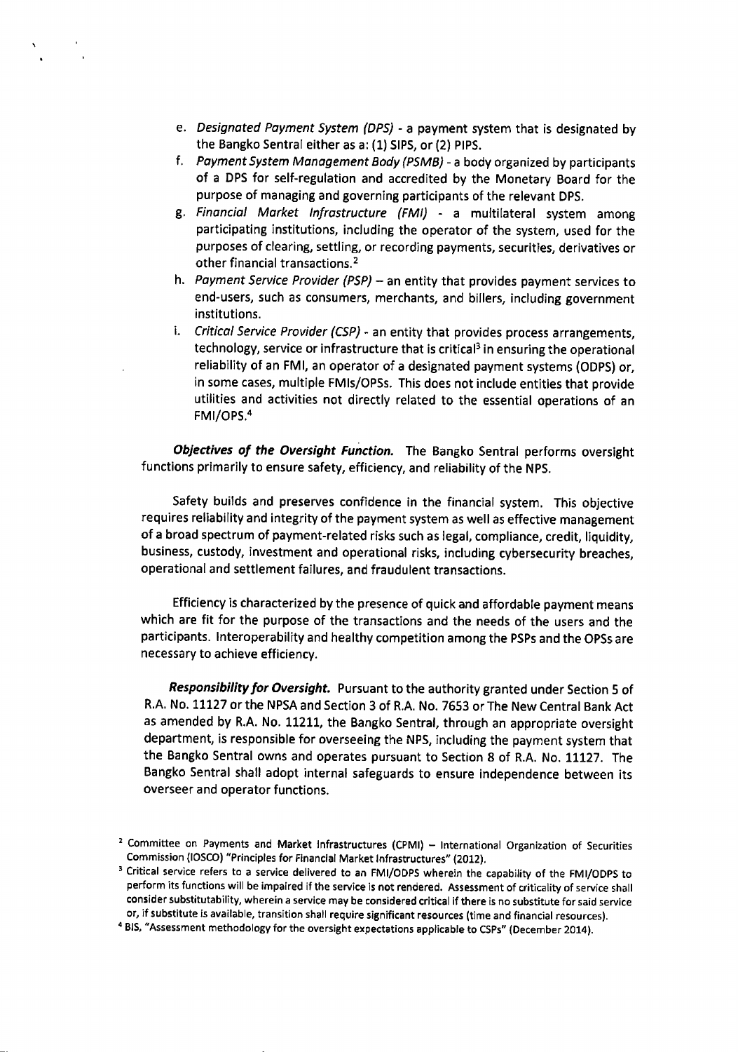e. *Designated Payment System (DPS)* - a payment system that is designated by the Bangko Sentral either as a: (1) SIPS, or (2) PIPS.

f. *Payment System Management Body (PSMB)* - a body organized by participants of a DPS for self-regulation and accredited by the Monetary Board for the purpose of managing and governing participants of the relevant DPS.

g. *Financial Market Infrastructure (FMI)* - a multilateral system among participating institutions, including the operator of the system, used for the purposes of clearing, settling, or recording payments, securities, derivatives or other financial transactions.[2]

h. *Payment Service Provider (PSP)* – an entity that provides payment services to end-users, such as consumers, merchants, and billers, including government institutions.

i. *Critical Service Provider (CSP)* - an entity that provides process arrangements, technology, service or infrastructure that is critical[3] in ensuring the operational reliability of an FMI, an operator of a designated payment systems (ODPS) or, in some cases, multiple FMIs/OPSs. This does not include entities that provide utilities and activities not directly related to the essential operations of an FMI/OPS.[4]

***Objectives of the Oversight Function.*** The Bangko Sentral performs oversight functions primarily to ensure safety, efficiency, and reliability of the NPS.

Safety builds and preserves confidence in the financial system. This objective requires reliability and integrity of the payment system as well as effective management of a broad spectrum of payment-related risks such as legal, compliance, credit, liquidity, business, custody, investment and operational risks, including cybersecurity breaches, operational and settlement failures, and fraudulent transactions.

Efficiency is characterized by the presence of quick and affordable payment means which are fit for the purpose of the transactions and the needs of the users and the participants. Interoperability and healthy competition among the PSPs and the OPSs are necessary to achieve efficiency.

***Responsibility for Oversight.*** Pursuant to the authority granted under Section 5 of R.A. No. 11127 or the NPSA and Section 3 of R.A. No. 7653 or The New Central Bank Act as amended by R.A. No. 11211, the Bangko Sentral, through an appropriate oversight department, is responsible for overseeing the NPS, including the payment system that the Bangko Sentral owns and operates pursuant to Section 8 of R.A. No. 11127. The Bangko Sentral shall adopt internal safeguards to ensure independence between its overseer and operator functions.

---

[2] Committee on Payments and Market Infrastructures (CPMI) – International Organization of Securities Commission (IOSCO) "Principles for Financial Market Infrastructures" (2012).

[3] Critical service refers to a service delivered to an FMI/ODPS wherein the capability of the FMI/ODPS to perform its functions will be impaired if the service is not rendered. Assessment of criticality of service shall consider substitutability, wherein a service may be considered critical if there is no substitute for said service or, if substitute is available, transition shall require significant resources (time and financial resources).

[4] BIS, "Assessment methodology for the oversight expectations applicable to CSPs" (December 2014).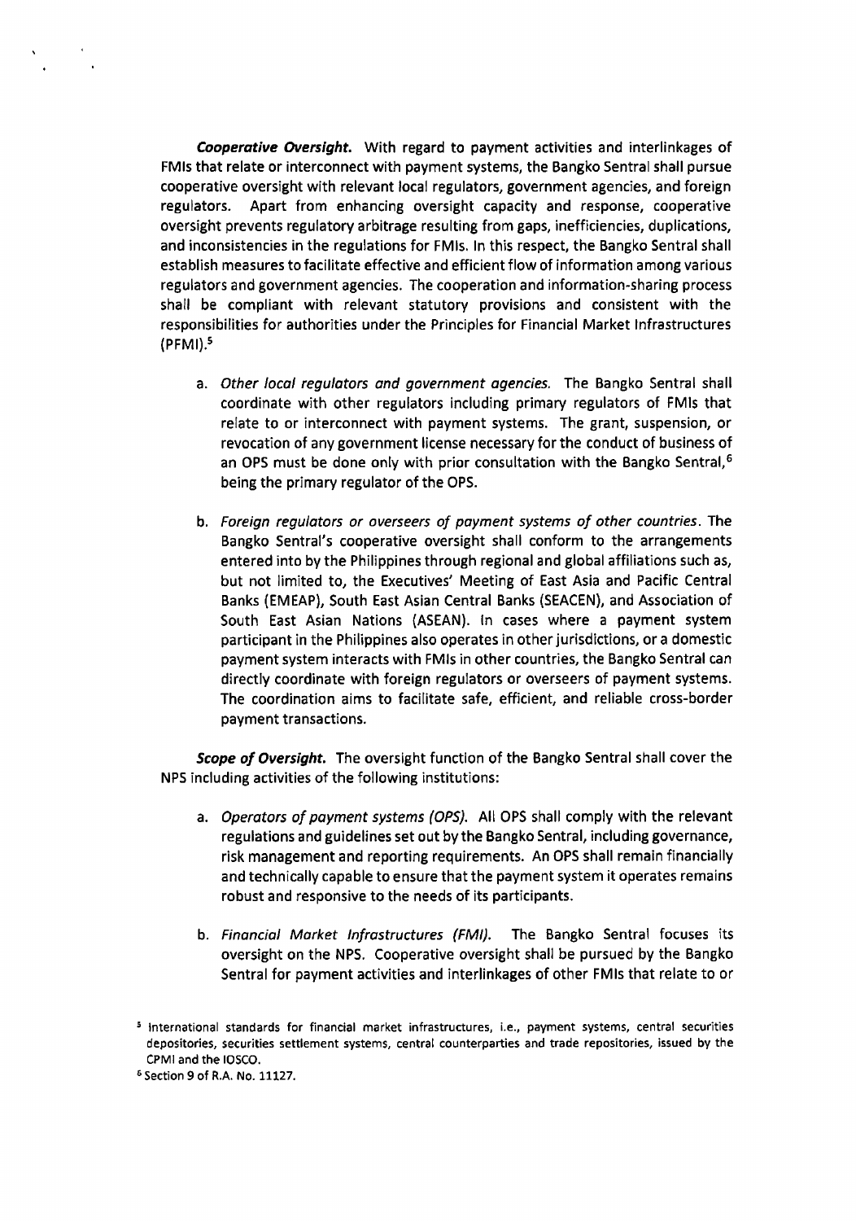***Cooperative Oversight.*** With regard to payment activities and interlinkages of FMIs that relate or interconnect with payment systems, the Bangko Sentral shall pursue cooperative oversight with relevant local regulators, government agencies, and foreign regulators. Apart from enhancing oversight capacity and response, cooperative oversight prevents regulatory arbitrage resulting from gaps, inefficiencies, duplications, and inconsistencies in the regulations for FMIs. In this respect, the Bangko Sentral shall establish measures to facilitate effective and efficient flow of information among various regulators and government agencies. The cooperation and information-sharing process shall be compliant with relevant statutory provisions and consistent with the responsibilities for authorities under the Principles for Financial Market Infrastructures (PFMI).[5]

a. *Other local regulators and government agencies.* The Bangko Sentral shall coordinate with other regulators including primary regulators of FMIs that relate to or interconnect with payment systems. The grant, suspension, or revocation of any government license necessary for the conduct of business of an OPS must be done only with prior consultation with the Bangko Sentral,[6] being the primary regulator of the OPS.

b. *Foreign regulators or overseers of payment systems of other countries.* The Bangko Sentral's cooperative oversight shall conform to the arrangements entered into by the Philippines through regional and global affiliations such as, but not limited to, the Executives' Meeting of East Asia and Pacific Central Banks (EMEAP), South East Asian Central Banks (SEACEN), and Association of South East Asian Nations (ASEAN). In cases where a payment system participant in the Philippines also operates in other jurisdictions, or a domestic payment system interacts with FMIs in other countries, the Bangko Sentral can directly coordinate with foreign regulators or overseers of payment systems. The coordination aims to facilitate safe, efficient, and reliable cross-border payment transactions.

***Scope of Oversight.*** The oversight function of the Bangko Sentral shall cover the NPS including activities of the following institutions:

a. *Operators of payment systems (OPS).* All OPS shall comply with the relevant regulations and guidelines set out by the Bangko Sentral, including governance, risk management and reporting requirements. An OPS shall remain financially and technically capable to ensure that the payment system it operates remains robust and responsive to the needs of its participants.

b. *Financial Market Infrastructures (FMI).* The Bangko Sentral focuses its oversight on the NPS. Cooperative oversight shall be pursued by the Bangko Sentral for payment activities and interlinkages of other FMIs that relate to or

---

[5] International standards for financial market infrastructures, i.e., payment systems, central securities depositories, securities settlement systems, central counterparties and trade repositories, issued by the CPMI and the IOSCO.

[6] Section 9 of R.A. No. 11127.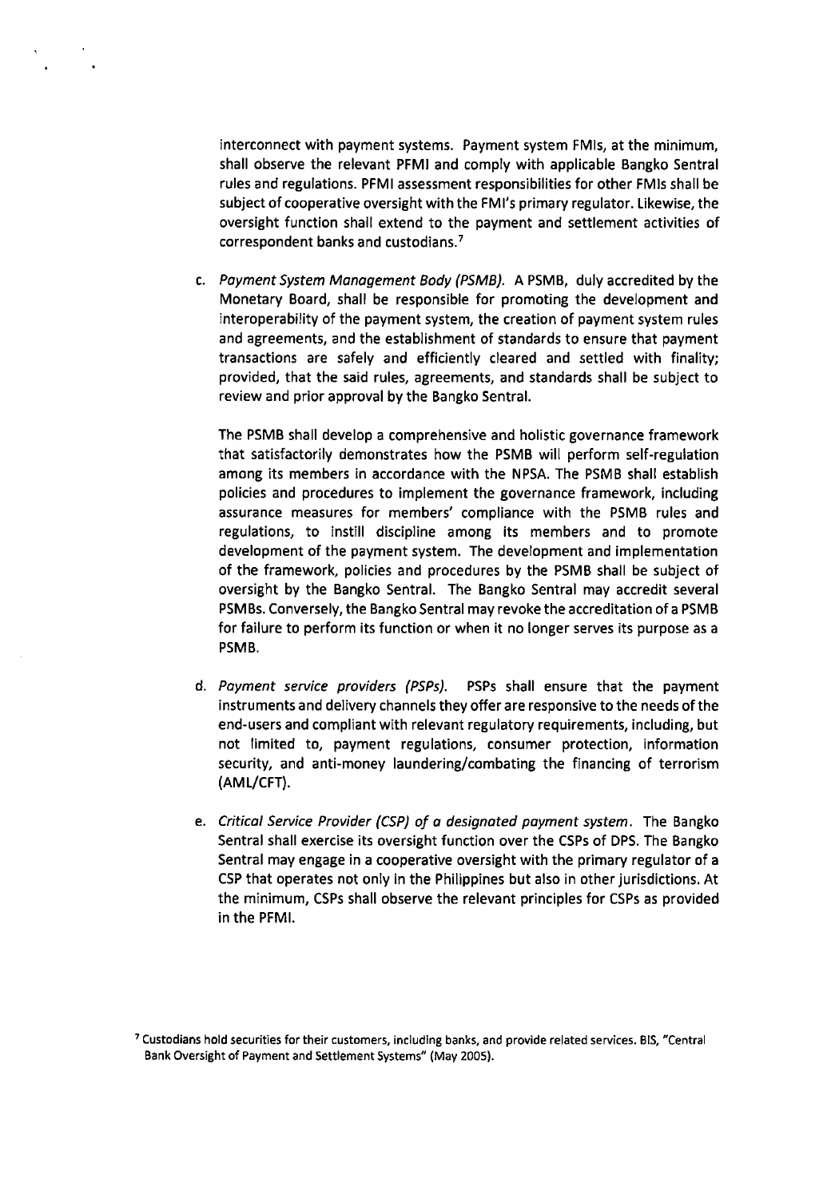interconnect with payment systems. Payment system FMIs, at the minimum, shall observe the relevant PFMI and comply with applicable Bangko Sentral rules and regulations. PFMI assessment responsibilities for other FMIs shall be subject of cooperative oversight with the FMI's primary regulator. Likewise, the oversight function shall extend to the payment and settlement activities of correspondent banks and custodians.[7]

c. *Payment System Management Body (PSMB).* A PSMB, duly accredited by the Monetary Board, shall be responsible for promoting the development and interoperability of the payment system, the creation of payment system rules and agreements, and the establishment of standards to ensure that payment transactions are safely and efficiently cleared and settled with finality; provided, that the said rules, agreements, and standards shall be subject to review and prior approval by the Bangko Sentral.

   The PSMB shall develop a comprehensive and holistic governance framework that satisfactorily demonstrates how the PSMB will perform self-regulation among its members in accordance with the NPSA. The PSMB shall establish policies and procedures to implement the governance framework, including assurance measures for members' compliance with the PSMB rules and regulations, to instill discipline among its members and to promote development of the payment system. The development and implementation of the framework, policies and procedures by the PSMB shall be subject of oversight by the Bangko Sentral. The Bangko Sentral may accredit several PSMBs. Conversely, the Bangko Sentral may revoke the accreditation of a PSMB for failure to perform its function or when it no longer serves its purpose as a PSMB.

d. *Payment service providers (PSPs).* PSPs shall ensure that the payment instruments and delivery channels they offer are responsive to the needs of the end-users and compliant with relevant regulatory requirements, including, but not limited to, payment regulations, consumer protection, information security, and anti-money laundering/combating the financing of terrorism (AML/CFT).

e. *Critical Service Provider (CSP) of a designated payment system.* The Bangko Sentral shall exercise its oversight function over the CSPs of DPS. The Bangko Sentral may engage in a cooperative oversight with the primary regulator of a CSP that operates not only in the Philippines but also in other jurisdictions. At the minimum, CSPs shall observe the relevant principles for CSPs as provided in the PFMI.

[7] Custodians hold securities for their customers, including banks, and provide related services. BIS, "Central Bank Oversight of Payment and Settlement Systems" (May 2005).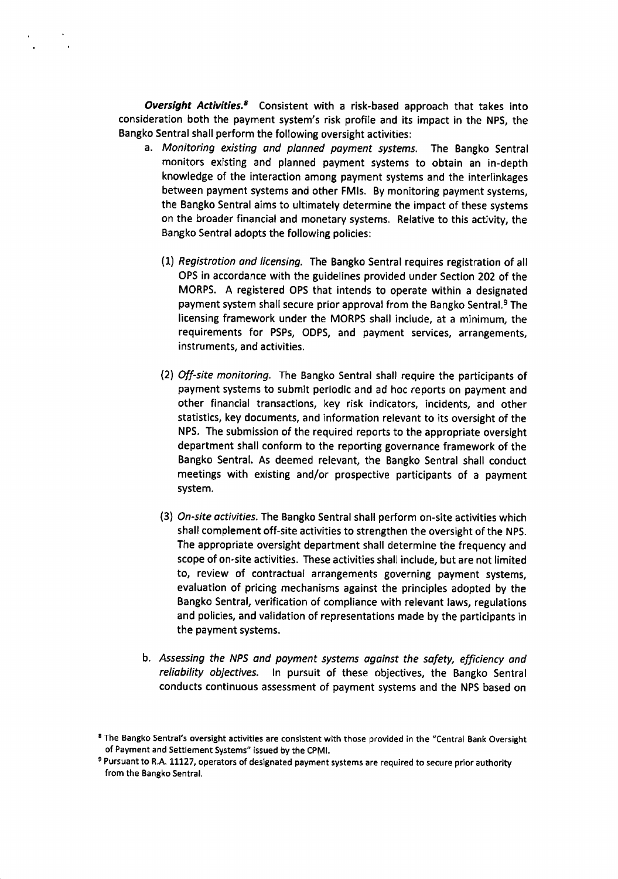***Oversight Activities.***[8] Consistent with a risk-based approach that takes into consideration both the payment system's risk profile and its impact in the NPS, the Bangko Sentral shall perform the following oversight activities:

a. *Monitoring existing and planned payment systems.* The Bangko Sentral monitors existing and planned payment systems to obtain an in-depth knowledge of the interaction among payment systems and the interlinkages between payment systems and other FMIs. By monitoring payment systems, the Bangko Sentral aims to ultimately determine the impact of these systems on the broader financial and monetary systems. Relative to this activity, the Bangko Sentral adopts the following policies:

   (1) *Registration and licensing.* The Bangko Sentral requires registration of all OPS in accordance with the guidelines provided under Section 202 of the MORPS. A registered OPS that intends to operate within a designated payment system shall secure prior approval from the Bangko Sentral.[9] The licensing framework under the MORPS shall include, at a minimum, the requirements for PSPs, ODPS, and payment services, arrangements, instruments, and activities.

   (2) *Off-site monitoring.* The Bangko Sentral shall require the participants of payment systems to submit periodic and ad hoc reports on payment and other financial transactions, key risk indicators, incidents, and other statistics, key documents, and information relevant to its oversight of the NPS. The submission of the required reports to the appropriate oversight department shall conform to the reporting governance framework of the Bangko Sentral. As deemed relevant, the Bangko Sentral shall conduct meetings with existing and/or prospective participants of a payment system.

   (3) *On-site activities.* The Bangko Sentral shall perform on-site activities which shall complement off-site activities to strengthen the oversight of the NPS. The appropriate oversight department shall determine the frequency and scope of on-site activities. These activities shall include, but are not limited to, review of contractual arrangements governing payment systems, evaluation of pricing mechanisms against the principles adopted by the Bangko Sentral, verification of compliance with relevant laws, regulations and policies, and validation of representations made by the participants in the payment systems.

b. *Assessing the NPS and payment systems against the safety, efficiency and reliability objectives.* In pursuit of these objectives, the Bangko Sentral conducts continuous assessment of payment systems and the NPS based on

---

[8] The Bangko Sentral's oversight activities are consistent with those provided in the "Central Bank Oversight of Payment and Settlement Systems" issued by the CPMI.

[9] Pursuant to R.A. 11127, operators of designated payment systems are required to secure prior authority from the Bangko Sentral.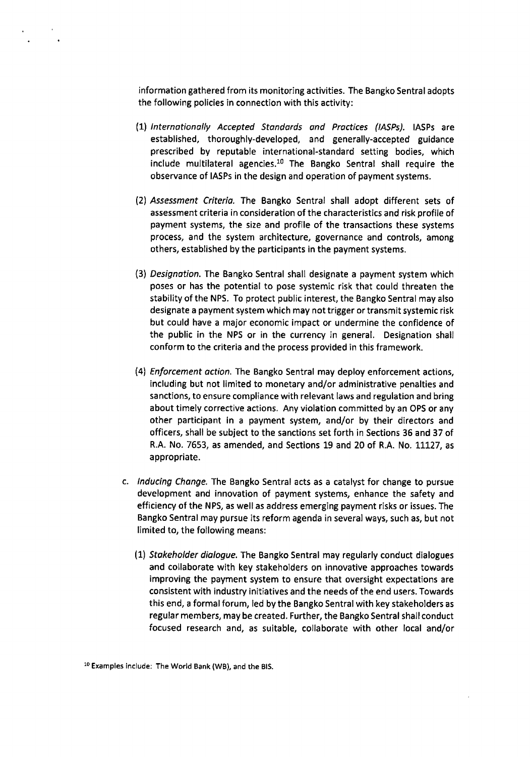information gathered from its monitoring activities. The Bangko Sentral adopts the following policies in connection with this activity:

(1) *Internationally Accepted Standards and Practices (IASPs).* IASPs are established, thoroughly-developed, and generally-accepted guidance prescribed by reputable international-standard setting bodies, which include multilateral agencies.[10] The Bangko Sentral shall require the observance of IASPs in the design and operation of payment systems.

(2) *Assessment Criteria.* The Bangko Sentral shall adopt different sets of assessment criteria in consideration of the characteristics and risk profile of payment systems, the size and profile of the transactions these systems process, and the system architecture, governance and controls, among others, established by the participants in the payment systems.

(3) *Designation.* The Bangko Sentral shall designate a payment system which poses or has the potential to pose systemic risk that could threaten the stability of the NPS. To protect public interest, the Bangko Sentral may also designate a payment system which may not trigger or transmit systemic risk but could have a major economic impact or undermine the confidence of the public in the NPS or in the currency in general. Designation shall conform to the criteria and the process provided in this framework.

(4) *Enforcement action.* The Bangko Sentral may deploy enforcement actions, including but not limited to monetary and/or administrative penalties and sanctions, to ensure compliance with relevant laws and regulation and bring about timely corrective actions. Any violation committed by an OPS or any other participant in a payment system, and/or by their directors and officers, shall be subject to the sanctions set forth in Sections 36 and 37 of R.A. No. 7653, as amended, and Sections 19 and 20 of R.A. No. 11127, as appropriate.

c. *Inducing Change.* The Bangko Sentral acts as a catalyst for change to pursue development and innovation of payment systems, enhance the safety and efficiency of the NPS, as well as address emerging payment risks or issues. The Bangko Sentral may pursue its reform agenda in several ways, such as, but not limited to, the following means:

(1) *Stakeholder dialogue.* The Bangko Sentral may regularly conduct dialogues and collaborate with key stakeholders on innovative approaches towards improving the payment system to ensure that oversight expectations are consistent with industry initiatives and the needs of the end users. Towards this end, a formal forum, led by the Bangko Sentral with key stakeholders as regular members, may be created. Further, the Bangko Sentral shall conduct focused research and, as suitable, collaborate with other local and/or

[10] Examples include: The World Bank (WB), and the BIS.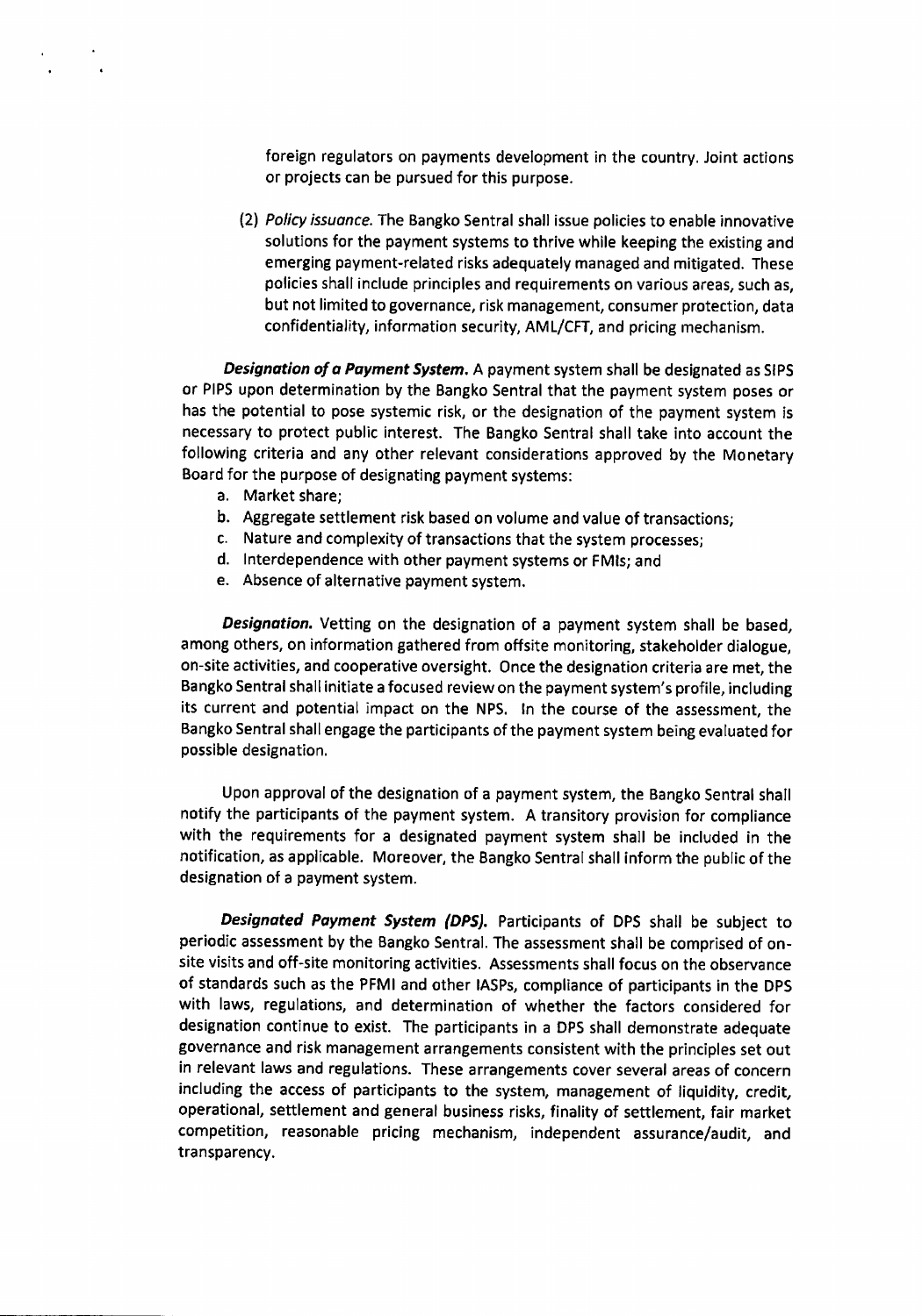foreign regulators on payments development in the country. Joint actions or projects can be pursued for this purpose.

(2) *Policy issuance.* The Bangko Sentral shall issue policies to enable innovative solutions for the payment systems to thrive while keeping the existing and emerging payment-related risks adequately managed and mitigated. These policies shall include principles and requirements on various areas, such as, but not limited to governance, risk management, consumer protection, data confidentiality, information security, AML/CFT, and pricing mechanism.

***Designation of a Payment System.*** A payment system shall be designated as SIPS or PIPS upon determination by the Bangko Sentral that the payment system poses or has the potential to pose systemic risk, or the designation of the payment system is necessary to protect public interest. The Bangko Sentral shall take into account the following criteria and any other relevant considerations approved by the Monetary Board for the purpose of designating payment systems:

a. Market share;
b. Aggregate settlement risk based on volume and value of transactions;
c. Nature and complexity of transactions that the system processes;
d. Interdependence with other payment systems or FMIs; and
e. Absence of alternative payment system.

***Designation.*** Vetting on the designation of a payment system shall be based, among others, on information gathered from offsite monitoring, stakeholder dialogue, on-site activities, and cooperative oversight. Once the designation criteria are met, the Bangko Sentral shall initiate a focused review on the payment system's profile, including its current and potential impact on the NPS. In the course of the assessment, the Bangko Sentral shall engage the participants of the payment system being evaluated for possible designation.

Upon approval of the designation of a payment system, the Bangko Sentral shall notify the participants of the payment system. A transitory provision for compliance with the requirements for a designated payment system shall be included in the notification, as applicable. Moreover, the Bangko Sentral shall inform the public of the designation of a payment system.

***Designated Payment System (DPS).*** Participants of DPS shall be subject to periodic assessment by the Bangko Sentral. The assessment shall be comprised of on-site visits and off-site monitoring activities. Assessments shall focus on the observance of standards such as the PFMI and other IASPs, compliance of participants in the DPS with laws, regulations, and determination of whether the factors considered for designation continue to exist. The participants in a DPS shall demonstrate adequate governance and risk management arrangements consistent with the principles set out in relevant laws and regulations. These arrangements cover several areas of concern including the access of participants to the system, management of liquidity, credit, operational, settlement and general business risks, finality of settlement, fair market competition, reasonable pricing mechanism, independent assurance/audit, and transparency.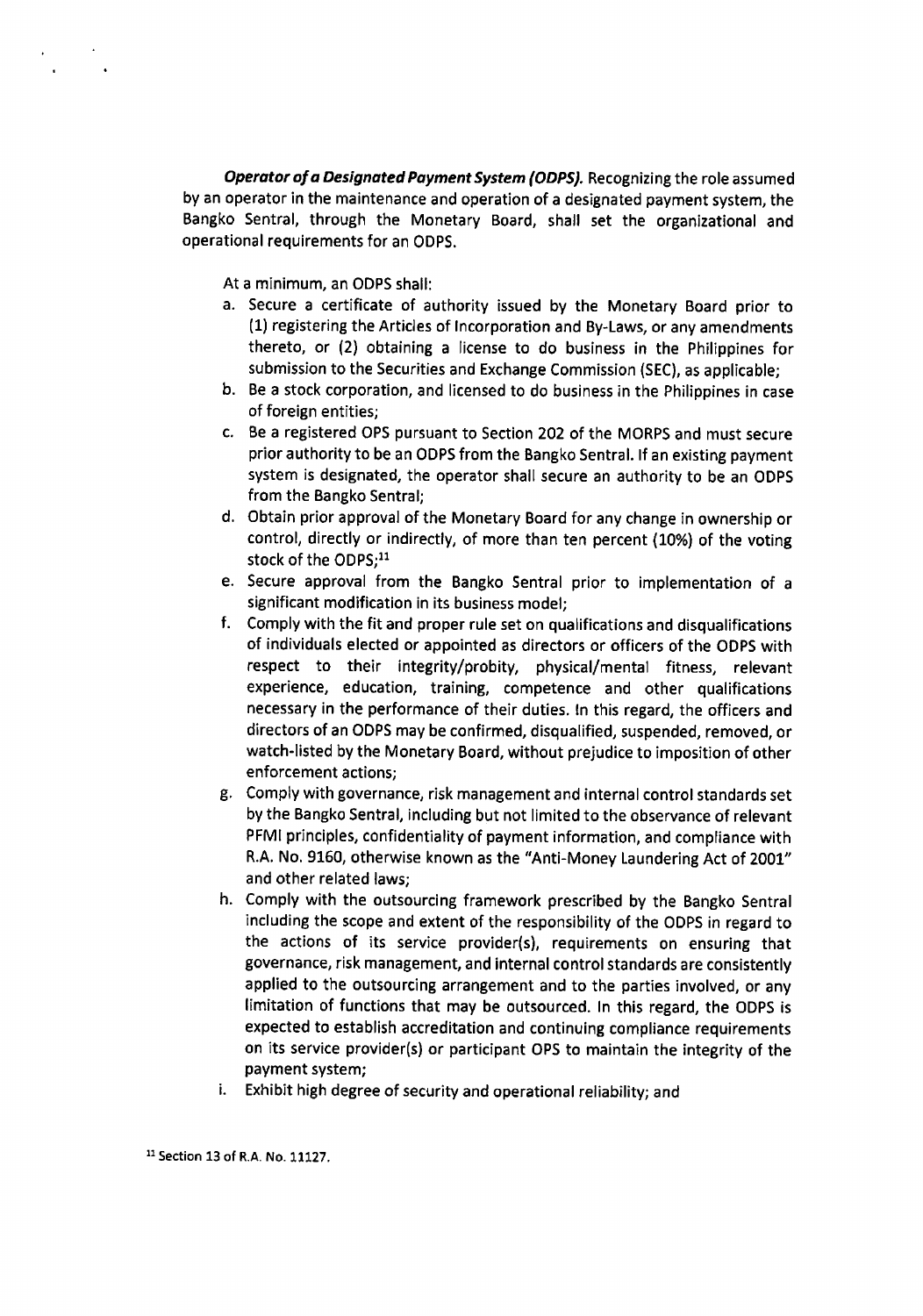***Operator of a Designated Payment System (ODPS).*** Recognizing the role assumed by an operator in the maintenance and operation of a designated payment system, the Bangko Sentral, through the Monetary Board, shall set the organizational and operational requirements for an ODPS.

At a minimum, an ODPS shall:

a. Secure a certificate of authority issued by the Monetary Board prior to (1) registering the Articles of Incorporation and By-Laws, or any amendments thereto, or (2) obtaining a license to do business in the Philippines for submission to the Securities and Exchange Commission (SEC), as applicable;
b. Be a stock corporation, and licensed to do business in the Philippines in case of foreign entities;
c. Be a registered OPS pursuant to Section 202 of the MORPS and must secure prior authority to be an ODPS from the Bangko Sentral. If an existing payment system is designated, the operator shall secure an authority to be an ODPS from the Bangko Sentral;
d. Obtain prior approval of the Monetary Board for any change in ownership or control, directly or indirectly, of more than ten percent (10%) of the voting stock of the ODPS;[11]
e. Secure approval from the Bangko Sentral prior to implementation of a significant modification in its business model;
f. Comply with the fit and proper rule set on qualifications and disqualifications of individuals elected or appointed as directors or officers of the ODPS with respect to their integrity/probity, physical/mental fitness, relevant experience, education, training, competence and other qualifications necessary in the performance of their duties. In this regard, the officers and directors of an ODPS may be confirmed, disqualified, suspended, removed, or watch-listed by the Monetary Board, without prejudice to imposition of other enforcement actions;
g. Comply with governance, risk management and internal control standards set by the Bangko Sentral, including but not limited to the observance of relevant PFMI principles, confidentiality of payment information, and compliance with R.A. No. 9160, otherwise known as the "Anti-Money Laundering Act of 2001" and other related laws;
h. Comply with the outsourcing framework prescribed by the Bangko Sentral including the scope and extent of the responsibility of the ODPS in regard to the actions of its service provider(s), requirements on ensuring that governance, risk management, and internal control standards are consistently applied to the outsourcing arrangement and to the parties involved, or any limitation of functions that may be outsourced. In this regard, the ODPS is expected to establish accreditation and continuing compliance requirements on its service provider(s) or participant OPS to maintain the integrity of the payment system;
i. Exhibit high degree of security and operational reliability; and

[11] Section 13 of R.A. No. 11127.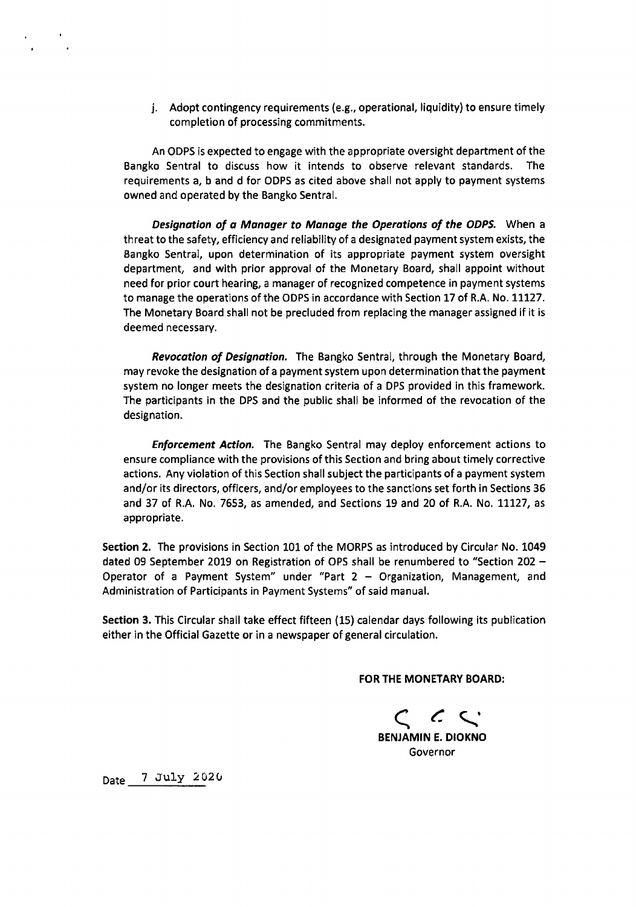j. Adopt contingency requirements (e.g., operational, liquidity) to ensure timely completion of processing commitments.

An ODPS is expected to engage with the appropriate oversight department of the Bangko Sentral to discuss how it intends to observe relevant standards. The requirements a, b and d for ODPS as cited above shall not apply to payment systems owned and operated by the Bangko Sentral.

***Designation of a Manager to Manage the Operations of the ODPS.*** When a threat to the safety, efficiency and reliability of a designated payment system exists, the Bangko Sentral, upon determination of its appropriate payment system oversight department, and with prior approval of the Monetary Board, shall appoint without need for prior court hearing, a manager of recognized competence in payment systems to manage the operations of the ODPS in accordance with Section 17 of R.A. No. 11127. The Monetary Board shall not be precluded from replacing the manager assigned if it is deemed necessary.

***Revocation of Designation.*** The Bangko Sentral, through the Monetary Board, may revoke the designation of a payment system upon determination that the payment system no longer meets the designation criteria of a DPS provided in this framework. The participants in the DPS and the public shall be informed of the revocation of the designation.

***Enforcement Action.*** The Bangko Sentral may deploy enforcement actions to ensure compliance with the provisions of this Section and bring about timely corrective actions. Any violation of this Section shall subject the participants of a payment system and/or its directors, officers, and/or employees to the sanctions set forth in Sections 36 and 37 of R.A. No. 7653, as amended, and Sections 19 and 20 of R.A. No. 11127, as appropriate.

**Section 2.** The provisions in Section 101 of the MORPS as introduced by Circular No. 1049 dated 09 September 2019 on Registration of OPS shall be renumbered to "Section 202 – Operator of a Payment System" under "Part 2 – Organization, Management, and Administration of Participants in Payment Systems" of said manual.

**Section 3.** This Circular shall take effect fifteen (15) calendar days following its publication either in the Official Gazette or in a newspaper of general circulation.

**FOR THE MONETARY BOARD:**

**BENJAMIN E. DIOKNO**
Governor

Date 7 July 2020